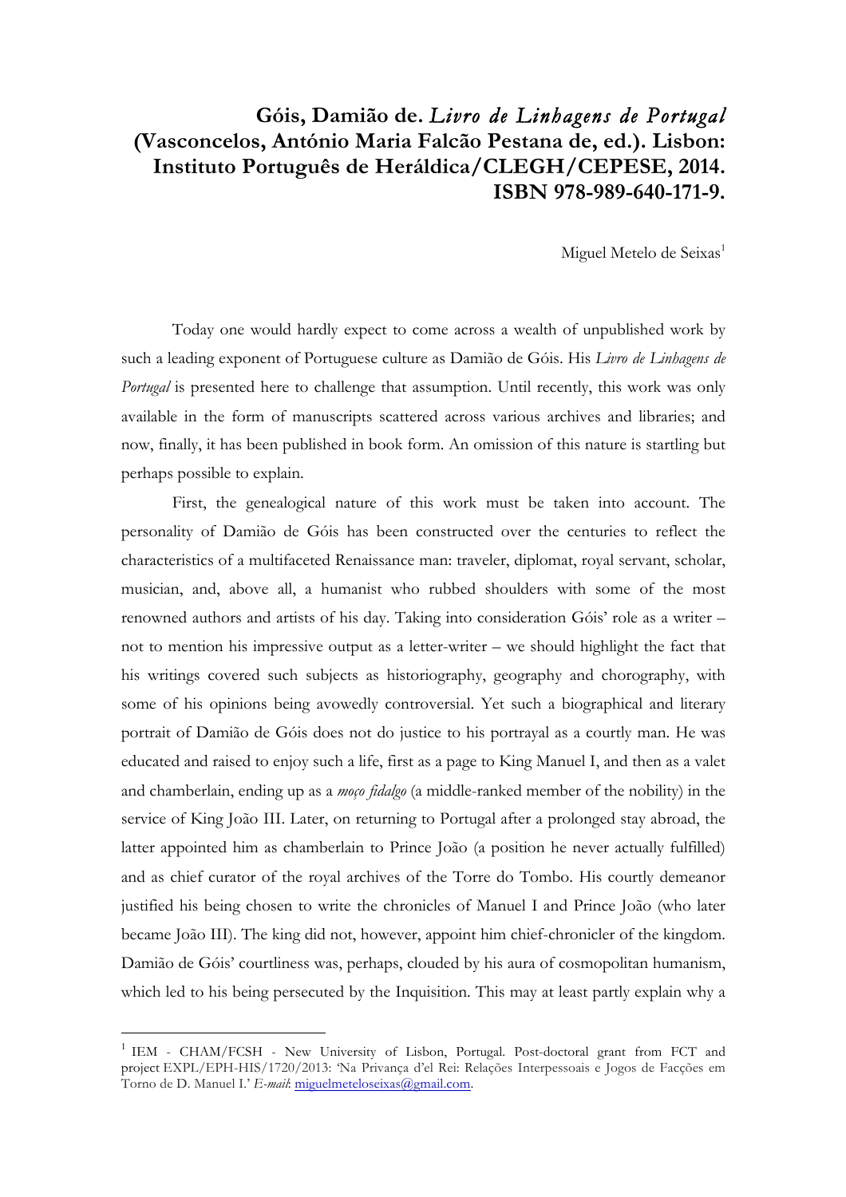# Góis, Damião de. *Livro de Linhagens de Portugal* (Vasconcelos, António Maria Falcão Pestana de, ed.). Lisbon: Instituto Português de Heráldica/CLEGH/CEPESE, 2014. ISBN 978-989-640-171-9.

Miguel Metelo de Seixas[1]

Today one would hardly expect to come across a wealth of unpublished work by such a leading exponent of Portuguese culture as Damião de Góis. His *Livro de Linhagens de Portugal* is presented here to challenge that assumption. Until recently, this work was only available in the form of manuscripts scattered across various archives and libraries; and now, finally, it has been published in book form. An omission of this nature is startling but perhaps possible to explain.

First, the genealogical nature of this work must be taken into account. The personality of Damião de Góis has been constructed over the centuries to reflect the characteristics of a multifaceted Renaissance man: traveler, diplomat, royal servant, scholar, musician, and, above all, a humanist who rubbed shoulders with some of the most renowned authors and artists of his day. Taking into consideration Góis' role as a writer – not to mention his impressive output as a letter-writer – we should highlight the fact that his writings covered such subjects as historiography, geography and chorography, with some of his opinions being avowedly controversial. Yet such a biographical and literary portrait of Damião de Góis does not do justice to his portrayal as a courtly man. He was educated and raised to enjoy such a life, first as a page to King Manuel I, and then as a valet and chamberlain, ending up as a *moço fidalgo* (a middle-ranked member of the nobility) in the service of King João III. Later, on returning to Portugal after a prolonged stay abroad, the latter appointed him as chamberlain to Prince João (a position he never actually fulfilled) and as chief curator of the royal archives of the Torre do Tombo. His courtly demeanor justified his being chosen to write the chronicles of Manuel I and Prince João (who later became João III). The king did not, however, appoint him chief-chronicler of the kingdom. Damião de Góis' courtliness was, perhaps, clouded by his aura of cosmopolitan humanism, which led to his being persecuted by the Inquisition. This may at least partly explain why a

---

[1] IEM - CHAM/FCSH - New University of Lisbon, Portugal. Post-doctoral grant from FCT and project EXPL/EPH-HIS/1720/2013: 'Na Privança d'el Rei: Relações Interpessoais e Jogos de Facções em Torno de D. Manuel I.' *E-mail*: miguelmeteloseixas@gmail.com.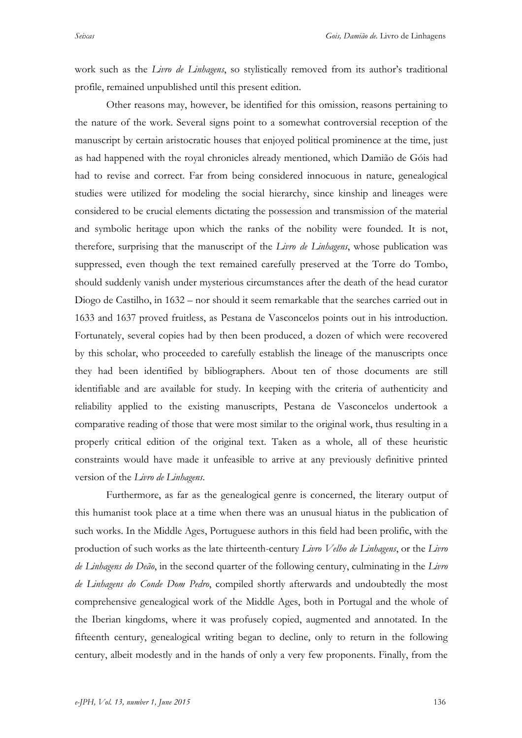work such as the *Livro de Linhagens*, so stylistically removed from its author's traditional profile, remained unpublished until this present edition.

Other reasons may, however, be identified for this omission, reasons pertaining to the nature of the work. Several signs point to a somewhat controversial reception of the manuscript by certain aristocratic houses that enjoyed political prominence at the time, just as had happened with the royal chronicles already mentioned, which Damião de Góis had had to revise and correct. Far from being considered innocuous in nature, genealogical studies were utilized for modeling the social hierarchy, since kinship and lineages were considered to be crucial elements dictating the possession and transmission of the material and symbolic heritage upon which the ranks of the nobility were founded. It is not, therefore, surprising that the manuscript of the *Livro de Linhagens*, whose publication was suppressed, even though the text remained carefully preserved at the Torre do Tombo, should suddenly vanish under mysterious circumstances after the death of the head curator Diogo de Castilho, in 1632 – nor should it seem remarkable that the searches carried out in 1633 and 1637 proved fruitless, as Pestana de Vasconcelos points out in his introduction. Fortunately, several copies had by then been produced, a dozen of which were recovered by this scholar, who proceeded to carefully establish the lineage of the manuscripts once they had been identified by bibliographers. About ten of those documents are still identifiable and are available for study. In keeping with the criteria of authenticity and reliability applied to the existing manuscripts, Pestana de Vasconcelos undertook a comparative reading of those that were most similar to the original work, thus resulting in a properly critical edition of the original text. Taken as a whole, all of these heuristic constraints would have made it unfeasible to arrive at any previously definitive printed version of the *Livro de Linhagens*.

Furthermore, as far as the genealogical genre is concerned, the literary output of this humanist took place at a time when there was an unusual hiatus in the publication of such works. In the Middle Ages, Portuguese authors in this field had been prolific, with the production of such works as the late thirteenth-century *Livro Velho de Linhagens*, or the *Livro de Linhagens do Deão*, in the second quarter of the following century, culminating in the *Livro de Linhagens do Conde Dom Pedro*, compiled shortly afterwards and undoubtedly the most comprehensive genealogical work of the Middle Ages, both in Portugal and the whole of the Iberian kingdoms, where it was profusely copied, augmented and annotated. In the fifteenth century, genealogical writing began to decline, only to return in the following century, albeit modestly and in the hands of only a very few proponents. Finally, from the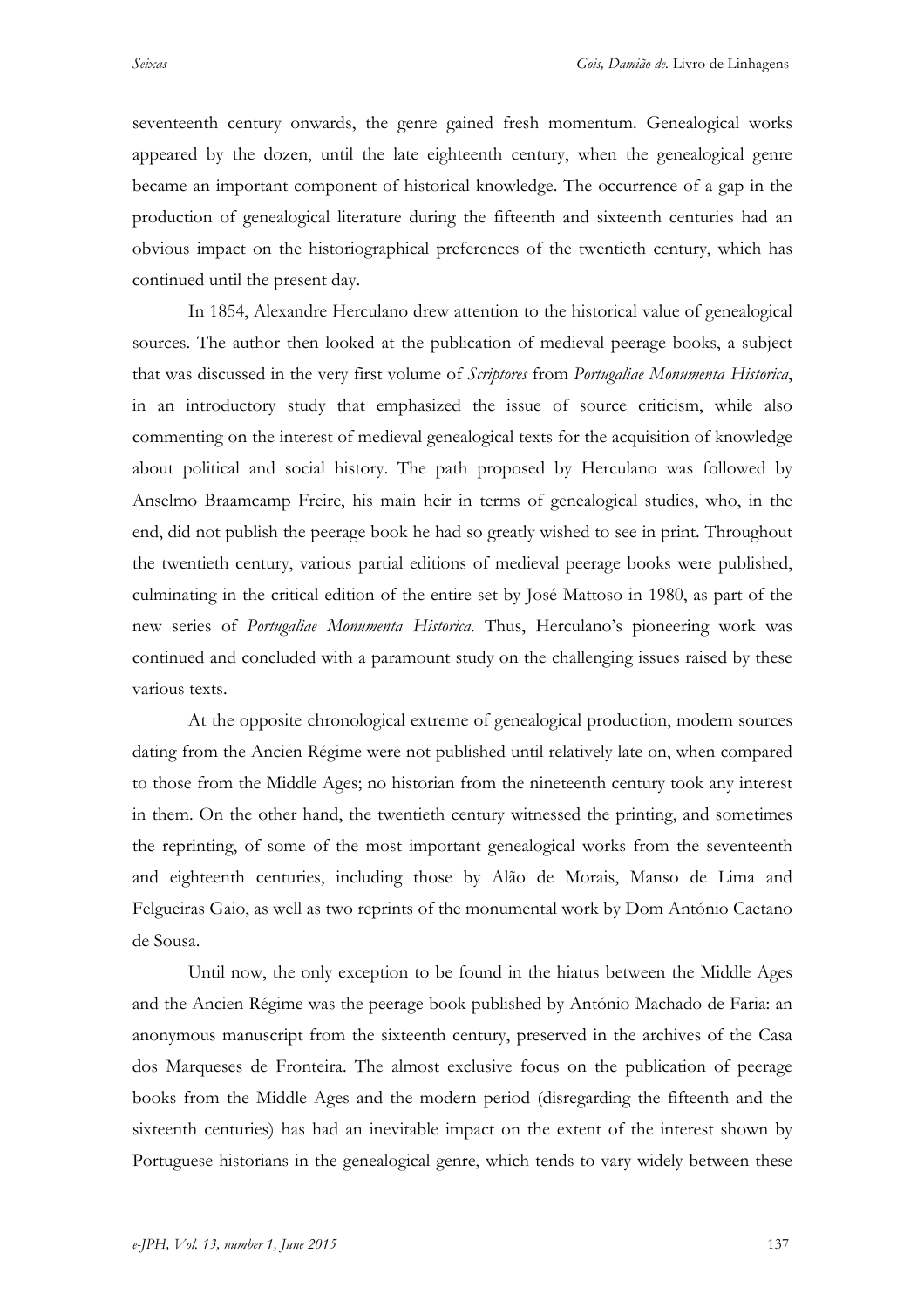seventeenth century onwards, the genre gained fresh momentum. Genealogical works appeared by the dozen, until the late eighteenth century, when the genealogical genre became an important component of historical knowledge. The occurrence of a gap in the production of genealogical literature during the fifteenth and sixteenth centuries had an obvious impact on the historiographical preferences of the twentieth century, which has continued until the present day.

In 1854, Alexandre Herculano drew attention to the historical value of genealogical sources. The author then looked at the publication of medieval peerage books, a subject that was discussed in the very first volume of *Scriptores* from *Portugaliae Monumenta Historica*, in an introductory study that emphasized the issue of source criticism, while also commenting on the interest of medieval genealogical texts for the acquisition of knowledge about political and social history. The path proposed by Herculano was followed by Anselmo Braamcamp Freire, his main heir in terms of genealogical studies, who, in the end, did not publish the peerage book he had so greatly wished to see in print. Throughout the twentieth century, various partial editions of medieval peerage books were published, culminating in the critical edition of the entire set by José Mattoso in 1980, as part of the new series of *Portugaliae Monumenta Historica*. Thus, Herculano's pioneering work was continued and concluded with a paramount study on the challenging issues raised by these various texts.

At the opposite chronological extreme of genealogical production, modern sources dating from the Ancien Régime were not published until relatively late on, when compared to those from the Middle Ages; no historian from the nineteenth century took any interest in them. On the other hand, the twentieth century witnessed the printing, and sometimes the reprinting, of some of the most important genealogical works from the seventeenth and eighteenth centuries, including those by Alão de Morais, Manso de Lima and Felgueiras Gaio, as well as two reprints of the monumental work by Dom António Caetano de Sousa.

Until now, the only exception to be found in the hiatus between the Middle Ages and the Ancien Régime was the peerage book published by António Machado de Faria: an anonymous manuscript from the sixteenth century, preserved in the archives of the Casa dos Marqueses de Fronteira. The almost exclusive focus on the publication of peerage books from the Middle Ages and the modern period (disregarding the fifteenth and the sixteenth centuries) has had an inevitable impact on the extent of the interest shown by Portuguese historians in the genealogical genre, which tends to vary widely between these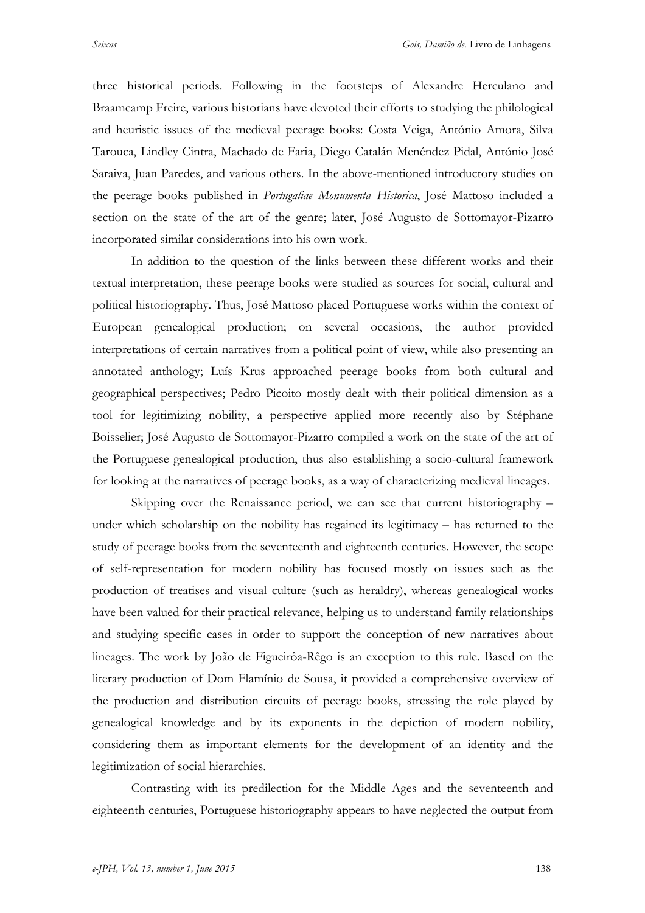three historical periods. Following in the footsteps of Alexandre Herculano and Braamcamp Freire, various historians have devoted their efforts to studying the philological and heuristic issues of the medieval peerage books: Costa Veiga, António Amora, Silva Tarouca, Lindley Cintra, Machado de Faria, Diego Catalán Menéndez Pidal, António José Saraiva, Juan Paredes, and various others. In the above-mentioned introductory studies on the peerage books published in *Portugaliae Monumenta Historica*, José Mattoso included a section on the state of the art of the genre; later, José Augusto de Sottomayor-Pizarro incorporated similar considerations into his own work.

In addition to the question of the links between these different works and their textual interpretation, these peerage books were studied as sources for social, cultural and political historiography. Thus, José Mattoso placed Portuguese works within the context of European genealogical production; on several occasions, the author provided interpretations of certain narratives from a political point of view, while also presenting an annotated anthology; Luís Krus approached peerage books from both cultural and geographical perspectives; Pedro Picoito mostly dealt with their political dimension as a tool for legitimizing nobility, a perspective applied more recently also by Stéphane Boisselier; José Augusto de Sottomayor-Pizarro compiled a work on the state of the art of the Portuguese genealogical production, thus also establishing a socio-cultural framework for looking at the narratives of peerage books, as a way of characterizing medieval lineages.

Skipping over the Renaissance period, we can see that current historiography – under which scholarship on the nobility has regained its legitimacy – has returned to the study of peerage books from the seventeenth and eighteenth centuries. However, the scope of self-representation for modern nobility has focused mostly on issues such as the production of treatises and visual culture (such as heraldry), whereas genealogical works have been valued for their practical relevance, helping us to understand family relationships and studying specific cases in order to support the conception of new narratives about lineages. The work by João de Figueirôa-Rêgo is an exception to this rule. Based on the literary production of Dom Flamínio de Sousa, it provided a comprehensive overview of the production and distribution circuits of peerage books, stressing the role played by genealogical knowledge and by its exponents in the depiction of modern nobility, considering them as important elements for the development of an identity and the legitimization of social hierarchies.

Contrasting with its predilection for the Middle Ages and the seventeenth and eighteenth centuries, Portuguese historiography appears to have neglected the output from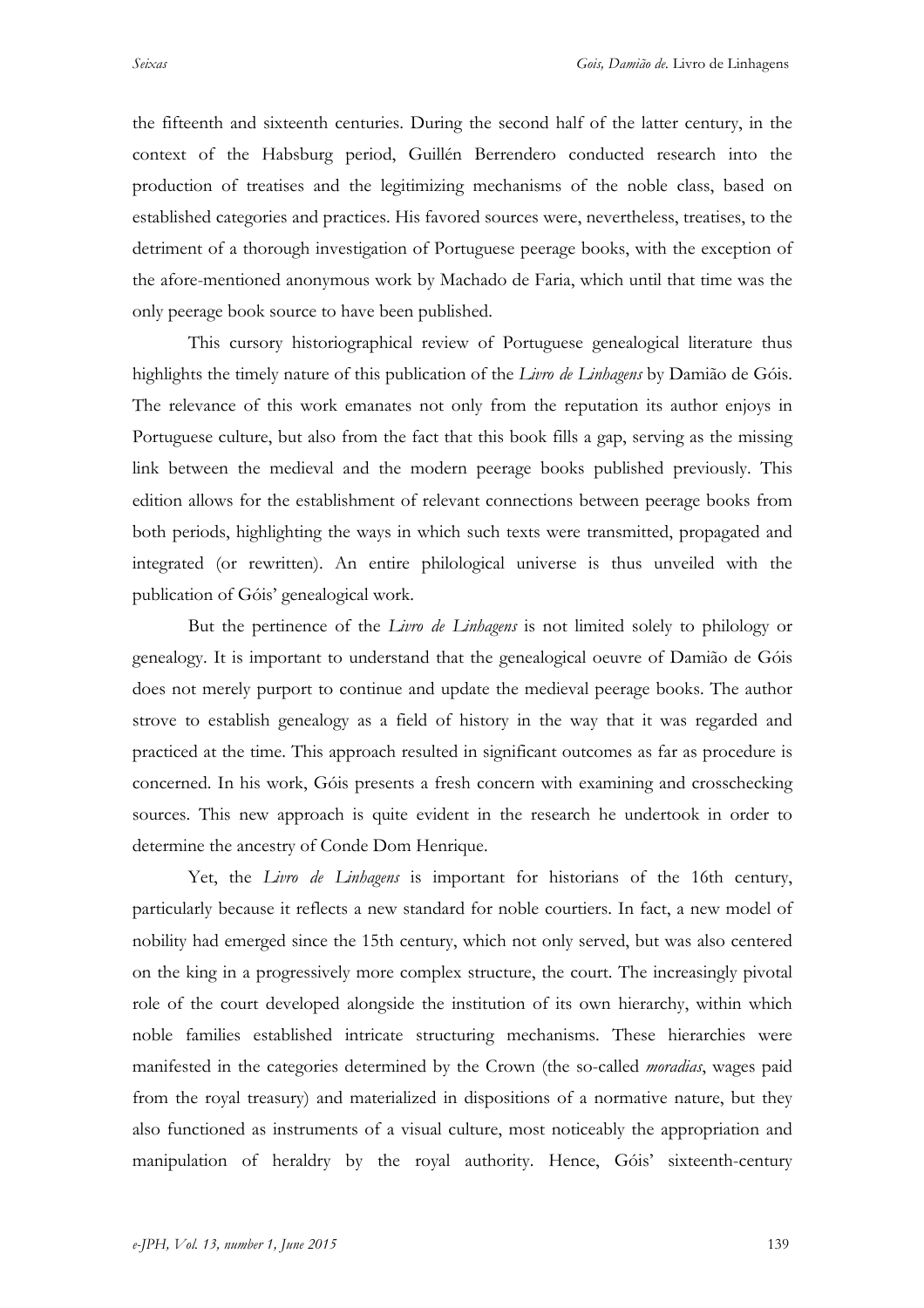the fifteenth and sixteenth centuries. During the second half of the latter century, in the context of the Habsburg period, Guillén Berrendero conducted research into the production of treatises and the legitimizing mechanisms of the noble class, based on established categories and practices. His favored sources were, nevertheless, treatises, to the detriment of a thorough investigation of Portuguese peerage books, with the exception of the afore-mentioned anonymous work by Machado de Faria, which until that time was the only peerage book source to have been published.

This cursory historiographical review of Portuguese genealogical literature thus highlights the timely nature of this publication of the *Livro de Linhagens* by Damião de Góis. The relevance of this work emanates not only from the reputation its author enjoys in Portuguese culture, but also from the fact that this book fills a gap, serving as the missing link between the medieval and the modern peerage books published previously. This edition allows for the establishment of relevant connections between peerage books from both periods, highlighting the ways in which such texts were transmitted, propagated and integrated (or rewritten). An entire philological universe is thus unveiled with the publication of Góis' genealogical work.

But the pertinence of the *Livro de Linhagens* is not limited solely to philology or genealogy. It is important to understand that the genealogical oeuvre of Damião de Góis does not merely purport to continue and update the medieval peerage books. The author strove to establish genealogy as a field of history in the way that it was regarded and practiced at the time. This approach resulted in significant outcomes as far as procedure is concerned. In his work, Góis presents a fresh concern with examining and crosschecking sources. This new approach is quite evident in the research he undertook in order to determine the ancestry of Conde Dom Henrique.

Yet, the *Livro de Linhagens* is important for historians of the 16th century, particularly because it reflects a new standard for noble courtiers. In fact, a new model of nobility had emerged since the 15th century, which not only served, but was also centered on the king in a progressively more complex structure, the court. The increasingly pivotal role of the court developed alongside the institution of its own hierarchy, within which noble families established intricate structuring mechanisms. These hierarchies were manifested in the categories determined by the Crown (the so-called *moradias*, wages paid from the royal treasury) and materialized in dispositions of a normative nature, but they also functioned as instruments of a visual culture, most noticeably the appropriation and manipulation of heraldry by the royal authority. Hence, Góis' sixteenth-century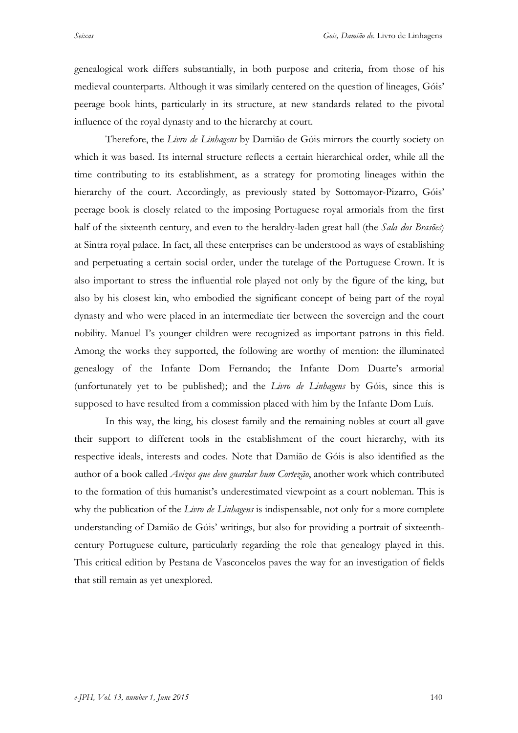genealogical work differs substantially, in both purpose and criteria, from those of his medieval counterparts. Although it was similarly centered on the question of lineages, Góis' peerage book hints, particularly in its structure, at new standards related to the pivotal influence of the royal dynasty and to the hierarchy at court.

Therefore, the *Livro de Linhagens* by Damião de Góis mirrors the courtly society on which it was based. Its internal structure reflects a certain hierarchical order, while all the time contributing to its establishment, as a strategy for promoting lineages within the hierarchy of the court. Accordingly, as previously stated by Sottomayor-Pizarro, Góis' peerage book is closely related to the imposing Portuguese royal armorials from the first half of the sixteenth century, and even to the heraldry-laden great hall (the *Sala dos Brasões*) at Sintra royal palace. In fact, all these enterprises can be understood as ways of establishing and perpetuating a certain social order, under the tutelage of the Portuguese Crown. It is also important to stress the influential role played not only by the figure of the king, but also by his closest kin, who embodied the significant concept of being part of the royal dynasty and who were placed in an intermediate tier between the sovereign and the court nobility. Manuel I's younger children were recognized as important patrons in this field. Among the works they supported, the following are worthy of mention: the illuminated genealogy of the Infante Dom Fernando; the Infante Dom Duarte's armorial (unfortunately yet to be published); and the *Livro de Linhagens* by Góis, since this is supposed to have resulted from a commission placed with him by the Infante Dom Luís.

In this way, the king, his closest family and the remaining nobles at court all gave their support to different tools in the establishment of the court hierarchy, with its respective ideals, interests and codes. Note that Damião de Góis is also identified as the author of a book called *Avizos que deve guardar hum Cortezão*, another work which contributed to the formation of this humanist's underestimated viewpoint as a court nobleman. This is why the publication of the *Livro de Linhagens* is indispensable, not only for a more complete understanding of Damião de Góis' writings, but also for providing a portrait of sixteenth-century Portuguese culture, particularly regarding the role that genealogy played in this. This critical edition by Pestana de Vasconcelos paves the way for an investigation of fields that still remain as yet unexplored.